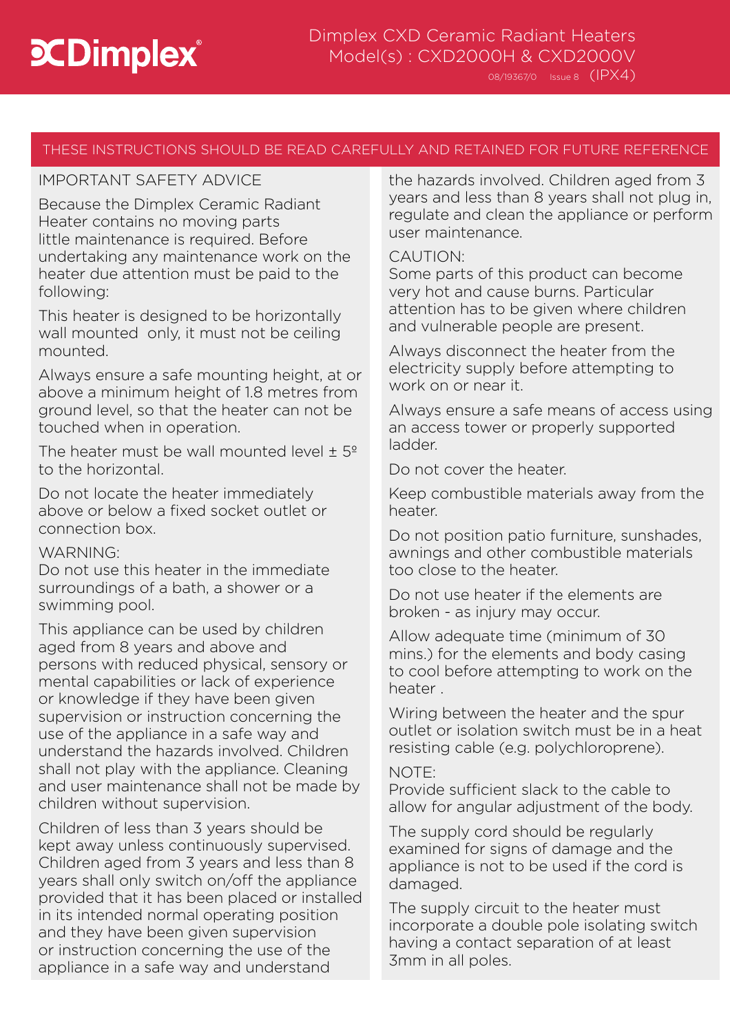# Dimplex CXD Ceramic Radiant Heaters
## Model(s) : CXD2000H & CXD2000V

08/19367/0 Issue 8 (IPX4)

**THESE INSTRUCTIONS SHOULD BE READ CAREFULLY AND RETAINED FOR FUTURE REFERENCE**

### IMPORTANT SAFETY ADVICE

Because the Dimplex Ceramic Radiant Heater contains no moving parts little maintenance is required. Before undertaking any maintenance work on the heater due attention must be paid to the following:

This heater is designed to be horizontally wall mounted only, it must not be ceiling mounted.

Always ensure a safe mounting height, at or above a minimum height of 1.8 metres from ground level, so that the heater can not be touched when in operation.

The heater must be wall mounted level ± 5º to the horizontal.

Do not locate the heater immediately above or below a fixed socket outlet or connection box.

WARNING:
Do not use this heater in the immediate surroundings of a bath, a shower or a swimming pool.

This appliance can be used by children aged from 8 years and above and persons with reduced physical, sensory or mental capabilities or lack of experience or knowledge if they have been given supervision or instruction concerning the use of the appliance in a safe way and understand the hazards involved. Children shall not play with the appliance. Cleaning and user maintenance shall not be made by children without supervision.

Children of less than 3 years should be kept away unless continuously supervised. Children aged from 3 years and less than 8 years shall only switch on/off the appliance provided that it has been placed or installed in its intended normal operating position and they have been given supervision or instruction concerning the use of the appliance in a safe way and understand the hazards involved. Children aged from 3 years and less than 8 years shall not plug in, regulate and clean the appliance or perform user maintenance.

CAUTION:
Some parts of this product can become very hot and cause burns. Particular attention has to be given where children and vulnerable people are present.

Always disconnect the heater from the electricity supply before attempting to work on or near it.

Always ensure a safe means of access using an access tower or properly supported ladder.

Do not cover the heater.

Keep combustible materials away from the heater.

Do not position patio furniture, sunshades, awnings and other combustible materials too close to the heater.

Do not use heater if the elements are broken - as injury may occur.

Allow adequate time (minimum of 30 mins.) for the elements and body casing to cool before attempting to work on the heater .

Wiring between the heater and the spur outlet or isolation switch must be in a heat resisting cable (e.g. polychloroprene).

NOTE:
Provide sufficient slack to the cable to allow for angular adjustment of the body.

The supply cord should be regularly examined for signs of damage and the appliance is not to be used if the cord is damaged.

The supply circuit to the heater must incorporate a double pole isolating switch having a contact separation of at least 3mm in all poles.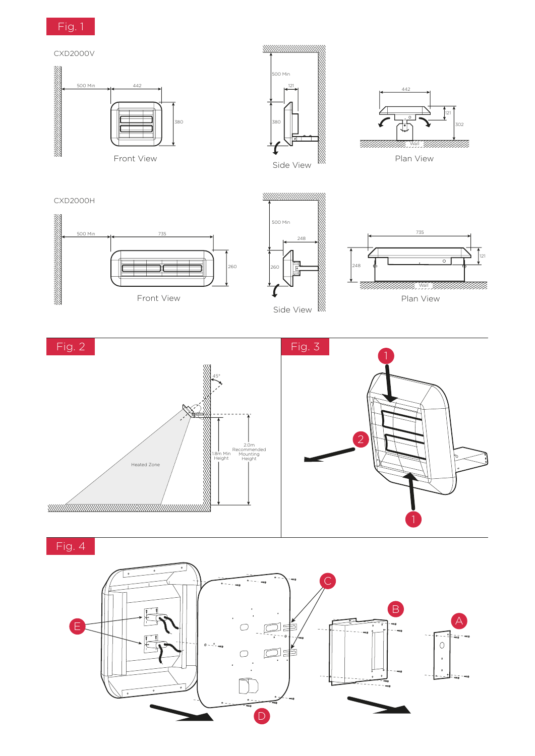## Fig. 1

CXD2000V

500 Min | 442 | 380

Front View

500 Min | 121 | 380

Side View

442 | 121 | 302 | Wall

Plan View

CXD2000H

500 Min | 735 | 260

Front View

500 Min | 248 | 260

Side View

735 | 248 | 121 | Wall

Plan View

## Fig. 2

45°

Heated Zone

1.8m Min Height

2.0m Recommended Mounting Height

## Fig. 3

1

2

1

## Fig. 4

A

B

C

D

E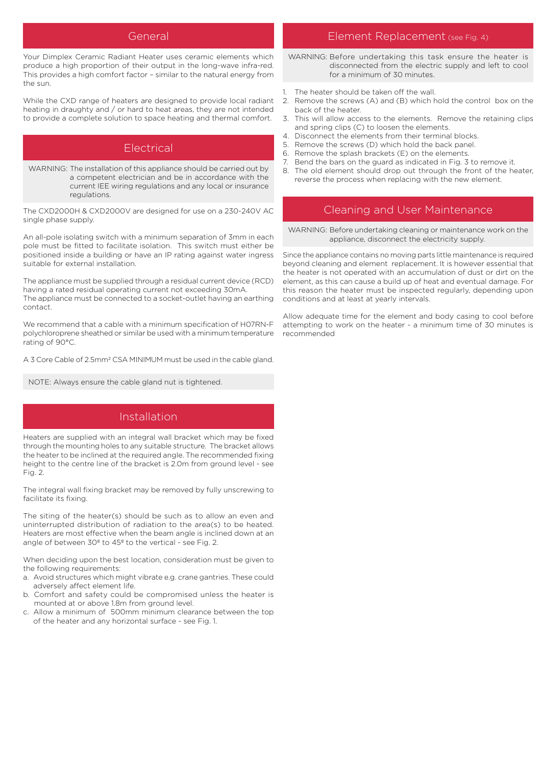## General

Your Dimplex Ceramic Radiant Heater uses ceramic elements which produce a high proportion of their output in the long-wave infra-red. This provides a high comfort factor – similar to the natural energy from the sun.

While the CXD range of heaters are designed to provide local radiant heating in draughty and / or hard to heat areas, they are not intended to provide a complete solution to space heating and thermal comfort.

## Electrical

WARNING: The installation of this appliance should be carried out by a competent electrician and be in accordance with the current IEE wiring regulations and any local or insurance regulations.

The CXD2000H & CXD2000V are designed for use on a 230-240V AC single phase supply.

An all-pole isolating switch with a minimum separation of 3mm in each pole must be fitted to facilitate isolation. This switch must either be positioned inside a building or have an IP rating against water ingress suitable for external installation.

The appliance must be supplied through a residual current device (RCD) having a rated residual operating current not exceeding 30mA.
The appliance must be connected to a socket-outlet having an earthing contact.

We recommend that a cable with a minimum specification of H07RN-F polychloroprene sheathed or similar be used with a minimum temperature rating of 90°C.

A 3 Core Cable of 2.5mm² CSA MINIMUM must be used in the cable gland.

NOTE: Always ensure the cable gland nut is tightened.

## Installation

Heaters are supplied with an integral wall bracket which may be fixed through the mounting holes to any suitable structure. The bracket allows the heater to be inclined at the required angle. The recommended fixing height to the centre line of the bracket is 2.0m from ground level - see Fig. 2.

The integral wall fixing bracket may be removed by fully unscrewing to facilitate its fixing.

The siting of the heater(s) should be such as to allow an even and uninterrupted distribution of radiation to the area(s) to be heated. Heaters are most effective when the beam angle is inclined down at an angle of between 30º to 45º to the vertical - see Fig. 2.

When deciding upon the best location, consideration must be given to the following requirements:

a. Avoid structures which might vibrate e.g. crane gantries. These could adversely affect element life.
b. Comfort and safety could be compromised unless the heater is mounted at or above 1.8m from ground level.
c. Allow a minimum of 500mm minimum clearance between the top of the heater and any horizontal surface - see Fig. 1.

## Element Replacement (see Fig. 4)

WARNING: Before undertaking this task ensure the heater is disconnected from the electric supply and left to cool for a minimum of 30 minutes.

1. The heater should be taken off the wall.
2. Remove the screws (A) and (B) which hold the control box on the back of the heater.
3. This will allow access to the elements. Remove the retaining clips and spring clips (C) to loosen the elements.
4. Disconnect the elements from their terminal blocks.
5. Remove the screws (D) which hold the back panel.
6. Remove the splash brackets (E) on the elements.
7. Bend the bars on the guard as indicated in Fig. 3 to remove it.
8. The old element should drop out through the front of the heater, reverse the process when replacing with the new element.

## Cleaning and User Maintenance

WARNING: Before undertaking cleaning or maintenance work on the appliance, disconnect the electricity supply.

Since the appliance contains no moving parts little maintenance is required beyond cleaning and element replacement. It is however essential that the heater is not operated with an accumulation of dust or dirt on the element, as this can cause a build up of heat and eventual damage. For this reason the heater must be inspected regularly, depending upon conditions and at least at yearly intervals.

Allow adequate time for the element and body casing to cool before attempting to work on the heater - a minimum time of 30 minutes is recommended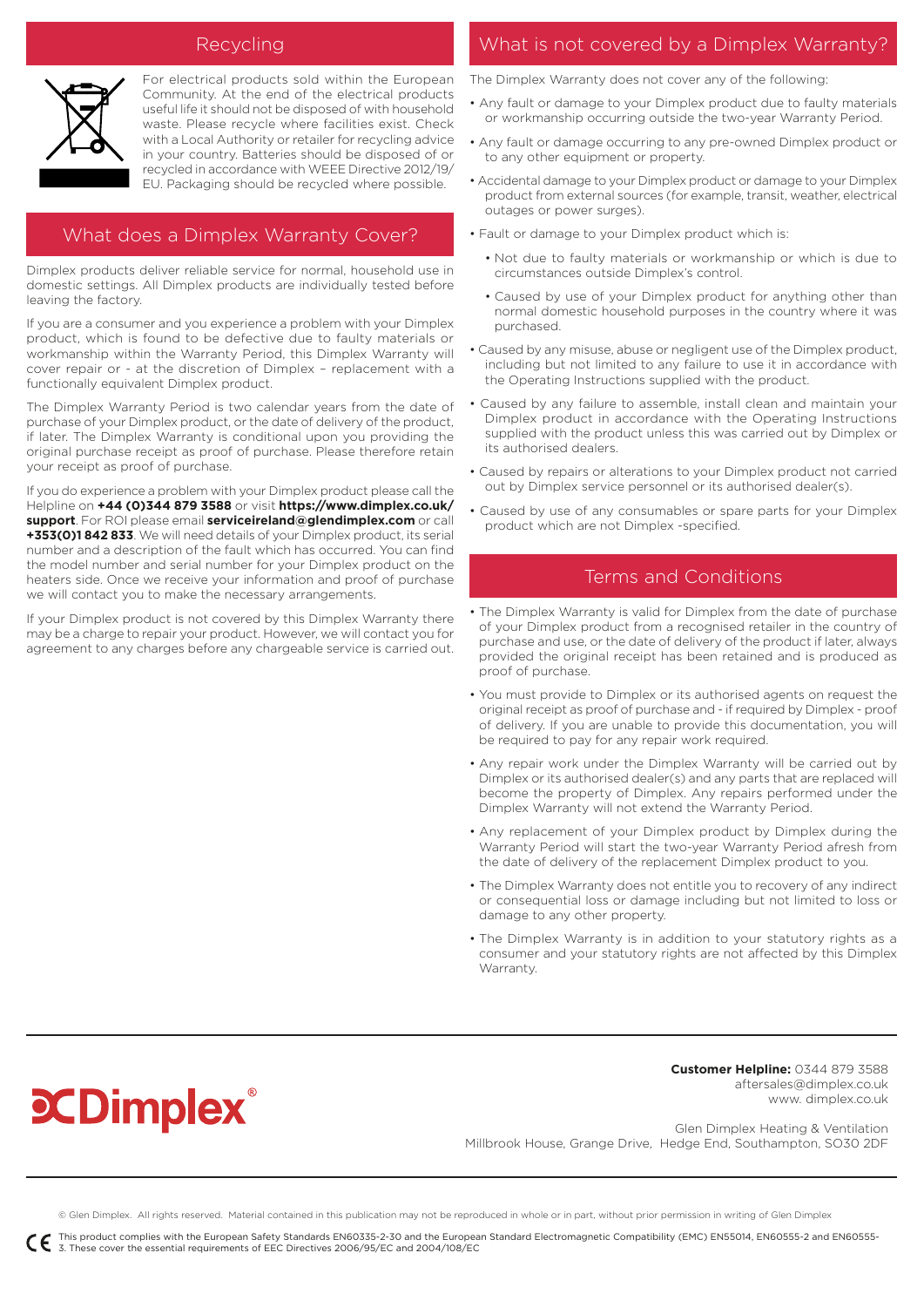## Recycling

For electrical products sold within the European Community. At the end of the electrical products useful life it should not be disposed of with household waste. Please recycle where facilities exist. Check with a Local Authority or retailer for recycling advice in your country. Batteries should be disposed of or recycled in accordance with WEEE Directive 2012/19/EU. Packaging should be recycled where possible.

## What does a Dimplex Warranty Cover?

Dimplex products deliver reliable service for normal, household use in domestic settings. All Dimplex products are individually tested before leaving the factory.

If you are a consumer and you experience a problem with your Dimplex product, which is found to be defective due to faulty materials or workmanship within the Warranty Period, this Dimplex Warranty will cover repair or - at the discretion of Dimplex – replacement with a functionally equivalent Dimplex product.

The Dimplex Warranty Period is two calendar years from the date of purchase of your Dimplex product, or the date of delivery of the product, if later. The Dimplex Warranty is conditional upon you providing the original purchase receipt as proof of purchase. Please therefore retain your receipt as proof of purchase.

If you do experience a problem with your Dimplex product please call the Helpline on **+44 (0)344 879 3588** or visit **https://www.dimplex.co.uk/support**. For ROI please email **serviceireland@glendimplex.com** or call **+353(0)1 842 833**. We will need details of your Dimplex product, its serial number and a description of the fault which has occurred. You can find the model number and serial number for your Dimplex product on the heaters side. Once we receive your information and proof of purchase we will contact you to make the necessary arrangements.

If your Dimplex product is not covered by this Dimplex Warranty there may be a charge to repair your product. However, we will contact you for agreement to any charges before any chargeable service is carried out.

## What is not covered by a Dimplex Warranty?

The Dimplex Warranty does not cover any of the following:

- Any fault or damage to your Dimplex product due to faulty materials or workmanship occurring outside the two-year Warranty Period.
- Any fault or damage occurring to any pre-owned Dimplex product or to any other equipment or property.
- Accidental damage to your Dimplex product or damage to your Dimplex product from external sources (for example, transit, weather, electrical outages or power surges).
- Fault or damage to your Dimplex product which is:
  - Not due to faulty materials or workmanship or which is due to circumstances outside Dimplex's control.
  - Caused by use of your Dimplex product for anything other than normal domestic household purposes in the country where it was purchased.
- Caused by any misuse, abuse or negligent use of the Dimplex product, including but not limited to any failure to use it in accordance with the Operating Instructions supplied with the product.
- Caused by any failure to assemble, install clean and maintain your Dimplex product in accordance with the Operating Instructions supplied with the product unless this was carried out by Dimplex or its authorised dealers.
- Caused by repairs or alterations to your Dimplex product not carried out by Dimplex service personnel or its authorised dealer(s).
- Caused by use of any consumables or spare parts for your Dimplex product which are not Dimplex -specified.

## Terms and Conditions

- The Dimplex Warranty is valid for Dimplex from the date of purchase of your Dimplex product from a recognised retailer in the country of purchase and use, or the date of delivery of the product if later, always provided the original receipt has been retained and is produced as proof of purchase.
- You must provide to Dimplex or its authorised agents on request the original receipt as proof of purchase and - if required by Dimplex - proof of delivery. If you are unable to provide this documentation, you will be required to pay for any repair work required.
- Any repair work under the Dimplex Warranty will be carried out by Dimplex or its authorised dealer(s) and any parts that are replaced will become the property of Dimplex. Any repairs performed under the Dimplex Warranty will not extend the Warranty Period.
- Any replacement of your Dimplex product by Dimplex during the Warranty Period will start the two-year Warranty Period afresh from the date of delivery of the replacement Dimplex product to you.
- The Dimplex Warranty does not entitle you to recovery of any indirect or consequential loss or damage including but not limited to loss or damage to any other property.
- The Dimplex Warranty is in addition to your statutory rights as a consumer and your statutory rights are not affected by this Dimplex Warranty.

Dimplex®

**Customer Helpline:** 0344 879 3588
aftersales@dimplex.co.uk
www. dimplex.co.uk

Glen Dimplex Heating & Ventilation
Millbrook House, Grange Drive, Hedge End, Southampton, SO30 2DF

© Glen Dimplex. All rights reserved. Material contained in this publication may not be reproduced in whole or in part, without prior permission in writing of Glen Dimplex

CE This product complies with the European Safety Standards EN60335-2-30 and the European Standard Electromagnetic Compatibility (EMC) EN55014, EN60555-2 and EN60555-3. These cover the essential requirements of EEC Directives 2006/95/EC and 2004/108/EC